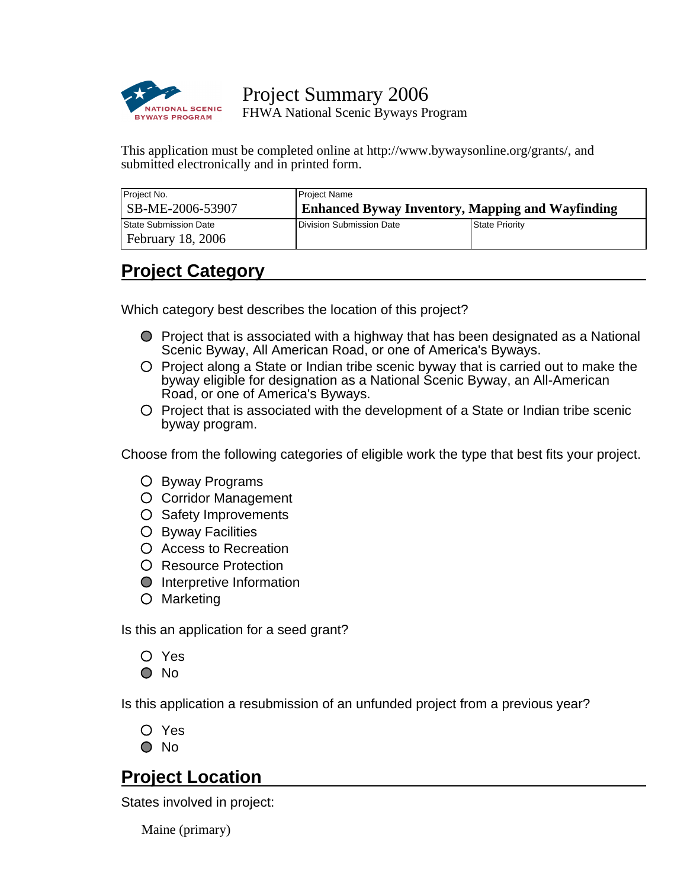# Project Summary 2006

FHWA National Scenic Byways Program

This application must be completed online at http://www.bywaysonline.org/grants/, and submitted electronically and in printed form.

| Project No. | Project Name | |
| --- | --- | --- |
| SB-ME-2006-53907 | **Enhanced Byway Inventory, Mapping and Wayfinding** | |
| State Submission Date | Division Submission Date | State Priority |
| February 18, 2006 | | |

## Project Category

Which category best describes the location of this project?

- ● Project that is associated with a highway that has been designated as a National Scenic Byway, All American Road, or one of America's Byways.
- ○ Project along a State or Indian tribe scenic byway that is carried out to make the byway eligible for designation as a National Scenic Byway, an All-American Road, or one of America's Byways.
- ○ Project that is associated with the development of a State or Indian tribe scenic byway program.

Choose from the following categories of eligible work the type that best fits your project.

- ○ Byway Programs
- ○ Corridor Management
- ○ Safety Improvements
- ○ Byway Facilities
- ○ Access to Recreation
- ○ Resource Protection
- ● Interpretive Information
- ○ Marketing

Is this an application for a seed grant?

- ○ Yes
- ● No

Is this application a resubmission of an unfunded project from a previous year?

- ○ Yes
- ● No

## Project Location

States involved in project:

Maine (primary)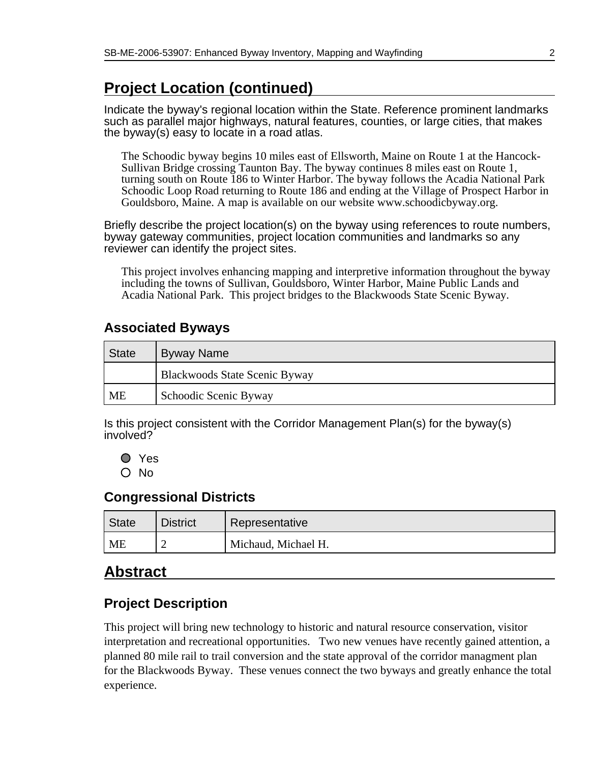## Project Location (continued)

Indicate the byway's regional location within the State. Reference prominent landmarks such as parallel major highways, natural features, counties, or large cities, that makes the byway(s) easy to locate in a road atlas.

The Schoodic byway begins 10 miles east of Ellsworth, Maine on Route 1 at the Hancock-Sullivan Bridge crossing Taunton Bay. The byway continues 8 miles east on Route 1, turning south on Route 186 to Winter Harbor. The byway follows the Acadia National Park Schoodic Loop Road returning to Route 186 and ending at the Village of Prospect Harbor in Gouldsboro, Maine. A map is available on our website www.schoodicbyway.org.

Briefly describe the project location(s) on the byway using references to route numbers, byway gateway communities, project location communities and landmarks so any reviewer can identify the project sites.

This project involves enhancing mapping and interpretive information throughout the byway including the towns of Sullivan, Gouldsboro, Winter Harbor, Maine Public Lands and Acadia National Park. This project bridges to the Blackwoods State Scenic Byway.

### Associated Byways

| State | Byway Name |
|---|---|
| | Blackwoods State Scenic Byway |
| ME | Schoodic Scenic Byway |

Is this project consistent with the Corridor Management Plan(s) for the byway(s) involved?

- (●) Yes
- ( ) No

### Congressional Districts

| State | District | Representative |
|---|---|---|
| ME | 2 | Michaud, Michael H. |

## Abstract

### Project Description

This project will bring new technology to historic and natural resource conservation, visitor interpretation and recreational opportunities. Two new venues have recently gained attention, a planned 80 mile rail to trail conversion and the state approval of the corridor managment plan for the Blackwoods Byway. These venues connect the two byways and greatly enhance the total experience.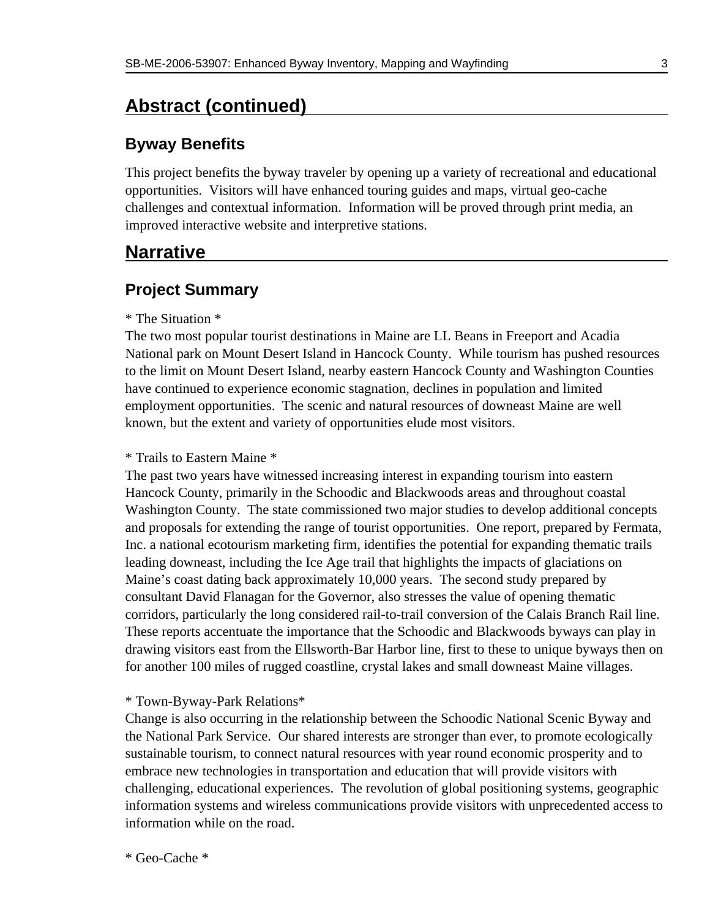# Abstract (continued)

## Byway Benefits

This project benefits the byway traveler by opening up a variety of recreational and educational opportunities. Visitors will have enhanced touring guides and maps, virtual geo-cache challenges and contextual information. Information will be proved through print media, an improved interactive website and interpretive stations.

# Narrative

## Project Summary

* The Situation *
The two most popular tourist destinations in Maine are LL Beans in Freeport and Acadia National park on Mount Desert Island in Hancock County. While tourism has pushed resources to the limit on Mount Desert Island, nearby eastern Hancock County and Washington Counties have continued to experience economic stagnation, declines in population and limited employment opportunities. The scenic and natural resources of downeast Maine are well known, but the extent and variety of opportunities elude most visitors.

* Trails to Eastern Maine *
The past two years have witnessed increasing interest in expanding tourism into eastern Hancock County, primarily in the Schoodic and Blackwoods areas and throughout coastal Washington County. The state commissioned two major studies to develop additional concepts and proposals for extending the range of tourist opportunities. One report, prepared by Fermata, Inc. a national ecotourism marketing firm, identifies the potential for expanding thematic trails leading downeast, including the Ice Age trail that highlights the impacts of glaciations on Maine's coast dating back approximately 10,000 years. The second study prepared by consultant David Flanagan for the Governor, also stresses the value of opening thematic corridors, particularly the long considered rail-to-trail conversion of the Calais Branch Rail line. These reports accentuate the importance that the Schoodic and Blackwoods byways can play in drawing visitors east from the Ellsworth-Bar Harbor line, first to these to unique byways then on for another 100 miles of rugged coastline, crystal lakes and small downeast Maine villages.

* Town-Byway-Park Relations*
Change is also occurring in the relationship between the Schoodic National Scenic Byway and the National Park Service. Our shared interests are stronger than ever, to promote ecologically sustainable tourism, to connect natural resources with year round economic prosperity and to embrace new technologies in transportation and education that will provide visitors with challenging, educational experiences. The revolution of global positioning systems, geographic information systems and wireless communications provide visitors with unprecedented access to information while on the road.

* Geo-Cache *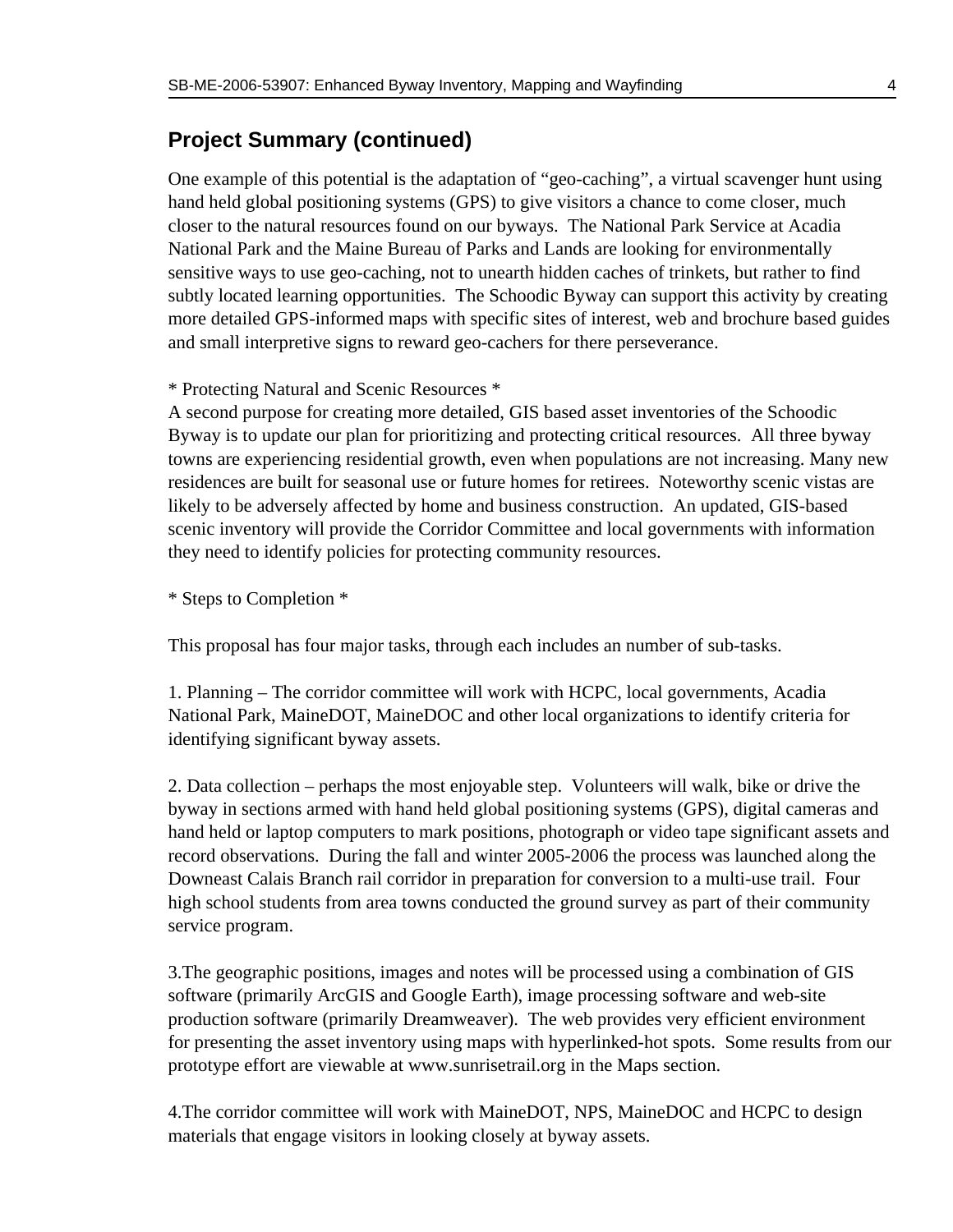## Project Summary (continued)

One example of this potential is the adaptation of "geo-caching", a virtual scavenger hunt using hand held global positioning systems (GPS) to give visitors a chance to come closer, much closer to the natural resources found on our byways. The National Park Service at Acadia National Park and the Maine Bureau of Parks and Lands are looking for environmentally sensitive ways to use geo-caching, not to unearth hidden caches of trinkets, but rather to find subtly located learning opportunities. The Schoodic Byway can support this activity by creating more detailed GPS-informed maps with specific sites of interest, web and brochure based guides and small interpretive signs to reward geo-cachers for there perseverance.

* Protecting Natural and Scenic Resources *
A second purpose for creating more detailed, GIS based asset inventories of the Schoodic Byway is to update our plan for prioritizing and protecting critical resources. All three byway towns are experiencing residential growth, even when populations are not increasing. Many new residences are built for seasonal use or future homes for retirees. Noteworthy scenic vistas are likely to be adversely affected by home and business construction. An updated, GIS-based scenic inventory will provide the Corridor Committee and local governments with information they need to identify policies for protecting community resources.

* Steps to Completion *

This proposal has four major tasks, through each includes an number of sub-tasks.

1. Planning – The corridor committee will work with HCPC, local governments, Acadia National Park, MaineDOT, MaineDOC and other local organizations to identify criteria for identifying significant byway assets.

2. Data collection – perhaps the most enjoyable step. Volunteers will walk, bike or drive the byway in sections armed with hand held global positioning systems (GPS), digital cameras and hand held or laptop computers to mark positions, photograph or video tape significant assets and record observations. During the fall and winter 2005-2006 the process was launched along the Downeast Calais Branch rail corridor in preparation for conversion to a multi-use trail. Four high school students from area towns conducted the ground survey as part of their community service program.

3.The geographic positions, images and notes will be processed using a combination of GIS software (primarily ArcGIS and Google Earth), image processing software and web-site production software (primarily Dreamweaver). The web provides very efficient environment for presenting the asset inventory using maps with hyperlinked-hot spots. Some results from our prototype effort are viewable at www.sunrisetrail.org in the Maps section.

4.The corridor committee will work with MaineDOT, NPS, MaineDOC and HCPC to design materials that engage visitors in looking closely at byway assets.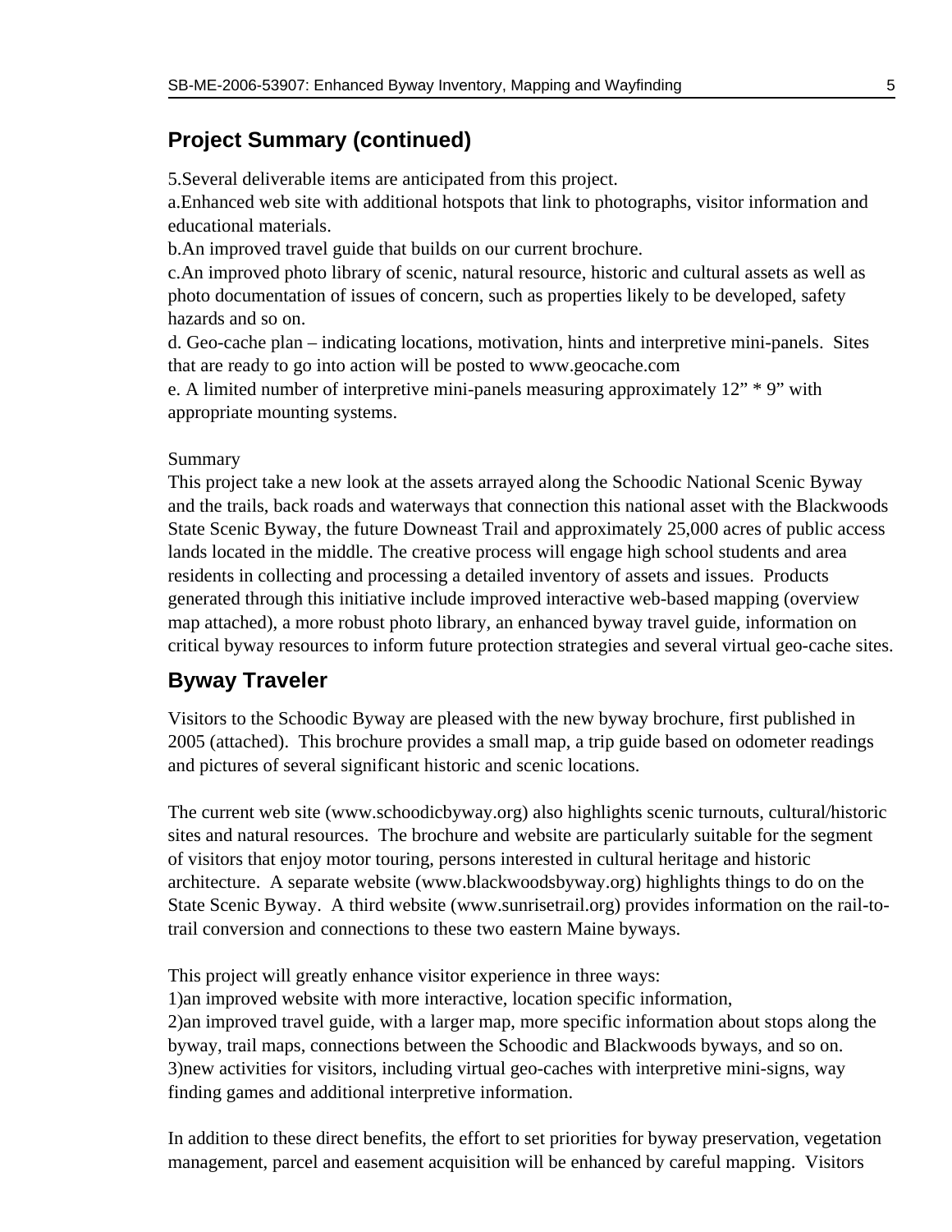## Project Summary (continued)

5.Several deliverable items are anticipated from this project.
a.Enhanced web site with additional hotspots that link to photographs, visitor information and educational materials.
b.An improved travel guide that builds on our current brochure.
c.An improved photo library of scenic, natural resource, historic and cultural assets as well as photo documentation of issues of concern, such as properties likely to be developed, safety hazards and so on.
d. Geo-cache plan – indicating locations, motivation, hints and interpretive mini-panels. Sites that are ready to go into action will be posted to www.geocache.com
e. A limited number of interpretive mini-panels measuring approximately 12" * 9" with appropriate mounting systems.

Summary
This project take a new look at the assets arrayed along the Schoodic National Scenic Byway and the trails, back roads and waterways that connection this national asset with the Blackwoods State Scenic Byway, the future Downeast Trail and approximately 25,000 acres of public access lands located in the middle. The creative process will engage high school students and area residents in collecting and processing a detailed inventory of assets and issues. Products generated through this initiative include improved interactive web-based mapping (overview map attached), a more robust photo library, an enhanced byway travel guide, information on critical byway resources to inform future protection strategies and several virtual geo-cache sites.

## Byway Traveler

Visitors to the Schoodic Byway are pleased with the new byway brochure, first published in 2005 (attached). This brochure provides a small map, a trip guide based on odometer readings and pictures of several significant historic and scenic locations.

The current web site (www.schoodicbyway.org) also highlights scenic turnouts, cultural/historic sites and natural resources. The brochure and website are particularly suitable for the segment of visitors that enjoy motor touring, persons interested in cultural heritage and historic architecture. A separate website (www.blackwoodsbyway.org) highlights things to do on the State Scenic Byway. A third website (www.sunrisetrail.org) provides information on the rail-to-trail conversion and connections to these two eastern Maine byways.

This project will greatly enhance visitor experience in three ways:
1)an improved website with more interactive, location specific information,
2)an improved travel guide, with a larger map, more specific information about stops along the byway, trail maps, connections between the Schoodic and Blackwoods byways, and so on.
3)new activities for visitors, including virtual geo-caches with interpretive mini-signs, way finding games and additional interpretive information.

In addition to these direct benefits, the effort to set priorities for byway preservation, vegetation management, parcel and easement acquisition will be enhanced by careful mapping. Visitors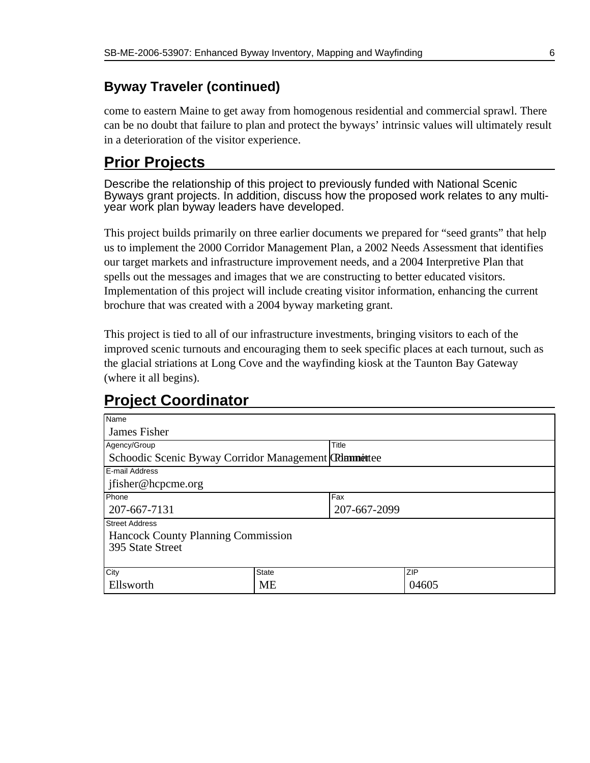## Byway Traveler (continued)

come to eastern Maine to get away from homogenous residential and commercial sprawl. There can be no doubt that failure to plan and protect the byways' intrinsic values will ultimately result in a deterioration of the visitor experience.

## Prior Projects

Describe the relationship of this project to previously funded with National Scenic Byways grant projects. In addition, discuss how the proposed work relates to any multi-year work plan byway leaders have developed.

This project builds primarily on three earlier documents we prepared for "seed grants" that help us to implement the 2000 Corridor Management Plan, a 2002 Needs Assessment that identifies our target markets and infrastructure improvement needs, and a 2004 Interpretive Plan that spells out the messages and images that we are constructing to better educated visitors. Implementation of this project will include creating visitor information, enhancing the current brochure that was created with a 2004 byway marketing grant.

This project is tied to all of our infrastructure investments, bringing visitors to each of the improved scenic turnouts and encouraging them to seek specific places at each turnout, such as the glacial striations at Long Cove and the wayfinding kiosk at the Taunton Bay Gateway (where it all begins).

## Project Coordinator

| Field | Value |
|---|---|
| Name | James Fisher |
| Agency/Group | Schoodic Scenic Byway Corridor Management Committee |
| Title | Planner |
| E-mail Address | jfisher@hcpcme.org |
| Phone | 207-667-7131 |
| Fax | 207-667-2099 |
| Street Address | Hancock County Planning Commission<br>395 State Street |
| City | Ellsworth |
| State | ME |
| ZIP | 04605 |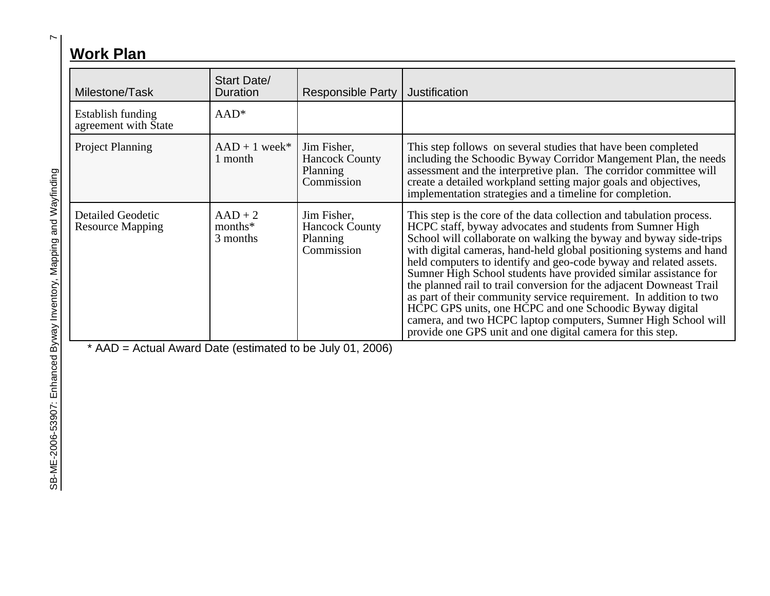## Work Plan

| Milestone/Task | Start Date/ Duration | Responsible Party | Justification |
|---|---|---|---|
| Establish funding agreement with State | AAD* | | |
| Project Planning | AAD + 1 week* 1 month | Jim Fisher, Hancock County Planning Commission | This step follows on several studies that have been completed including the Schoodic Byway Corridor Mangement Plan, the needs assessment and the interpretive plan. The corridor committee will create a detailed workpland setting major goals and objectives, implementation strategies and a timeline for completion. |
| Detailed Geodetic Resource Mapping | AAD + 2 months* 3 months | Jim Fisher, Hancock County Planning Commission | This step is the core of the data collection and tabulation process. HCPC staff, byway advocates and students from Sumner High School will collaborate on walking the byway and byway side-trips with digital cameras, hand-held global positioning systems and hand held computers to identify and geo-code byway and related assets. Sumner High School students have provided similar assistance for the planned rail to trail conversion for the adjacent Downeast Trail as part of their community service requirement. In addition to two HCPC GPS units, one HCPC and one Schoodic Byway digital camera, and two HCPC laptop computers, Sumner High School will provide one GPS unit and one digital camera for this step. |

* AAD = Actual Award Date (estimated to be July 01, 2006)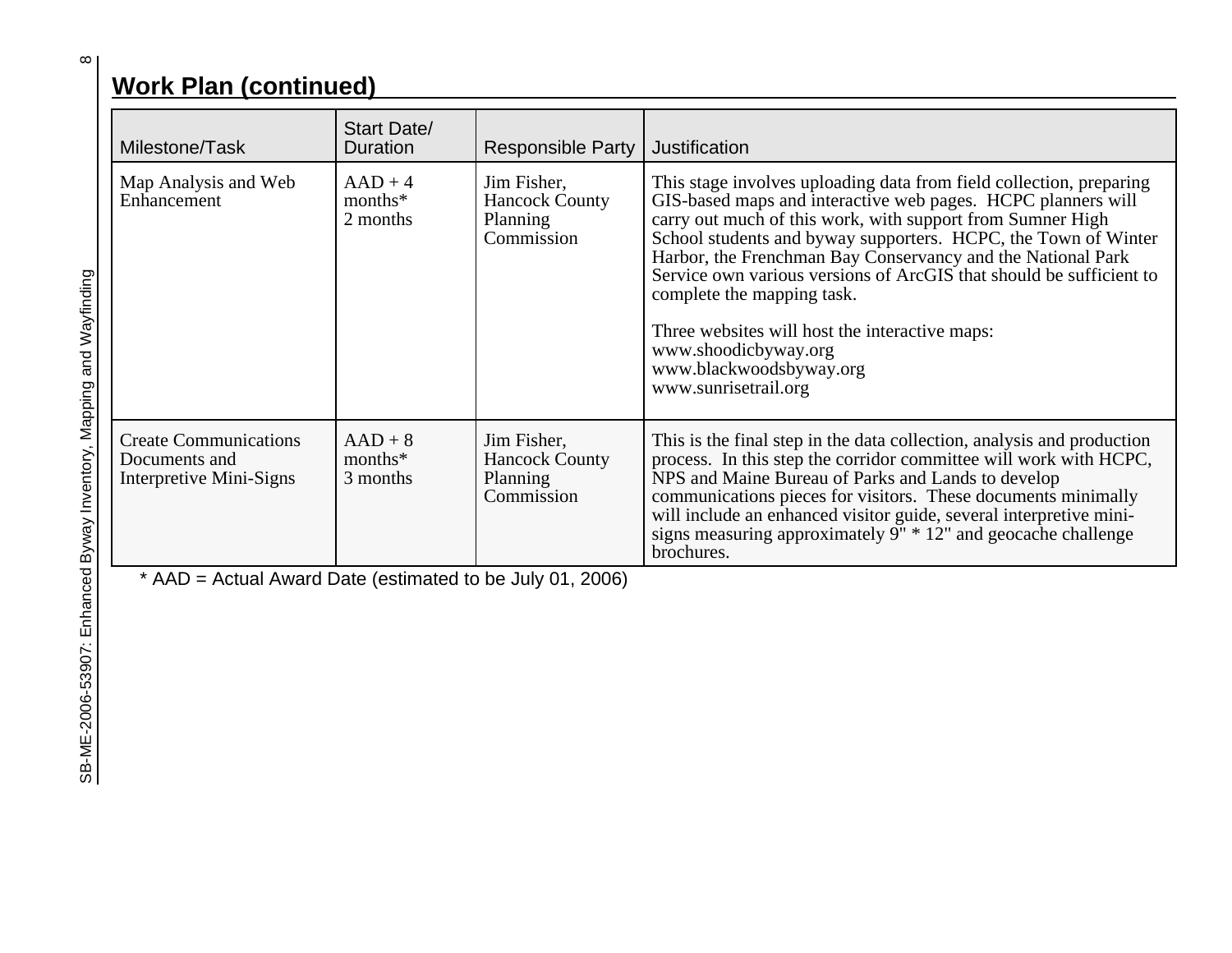## Work Plan (continued)

| Milestone/Task | Start Date/ Duration | Responsible Party | Justification |
|---|---|---|---|
| Map Analysis and Web Enhancement | AAD + 4 months* 2 months | Jim Fisher, Hancock County Planning Commission | This stage involves uploading data from field collection, preparing GIS-based maps and interactive web pages. HCPC planners will carry out much of this work, with support from Sumner High School students and byway supporters. HCPC, the Town of Winter Harbor, the Frenchman Bay Conservancy and the National Park Service own various versions of ArcGIS that should be sufficient to complete the mapping task.<br><br>Three websites will host the interactive maps:<br>www.shoodicbyway.org<br>www.blackwoodsbyway.org<br>www.sunrisetrail.org |
| Create Communications Documents and Interpretive Mini-Signs | AAD + 8 months* 3 months | Jim Fisher, Hancock County Planning Commission | This is the final step in the data collection, analysis and production process. In this step the corridor committee will work with HCPC, NPS and Maine Bureau of Parks and Lands to develop communications pieces for visitors. These documents minimally will include an enhanced visitor guide, several interpretive mini-signs measuring approximately 9" * 12" and geocache challenge brochures. |

\* AAD = Actual Award Date (estimated to be July 01, 2006)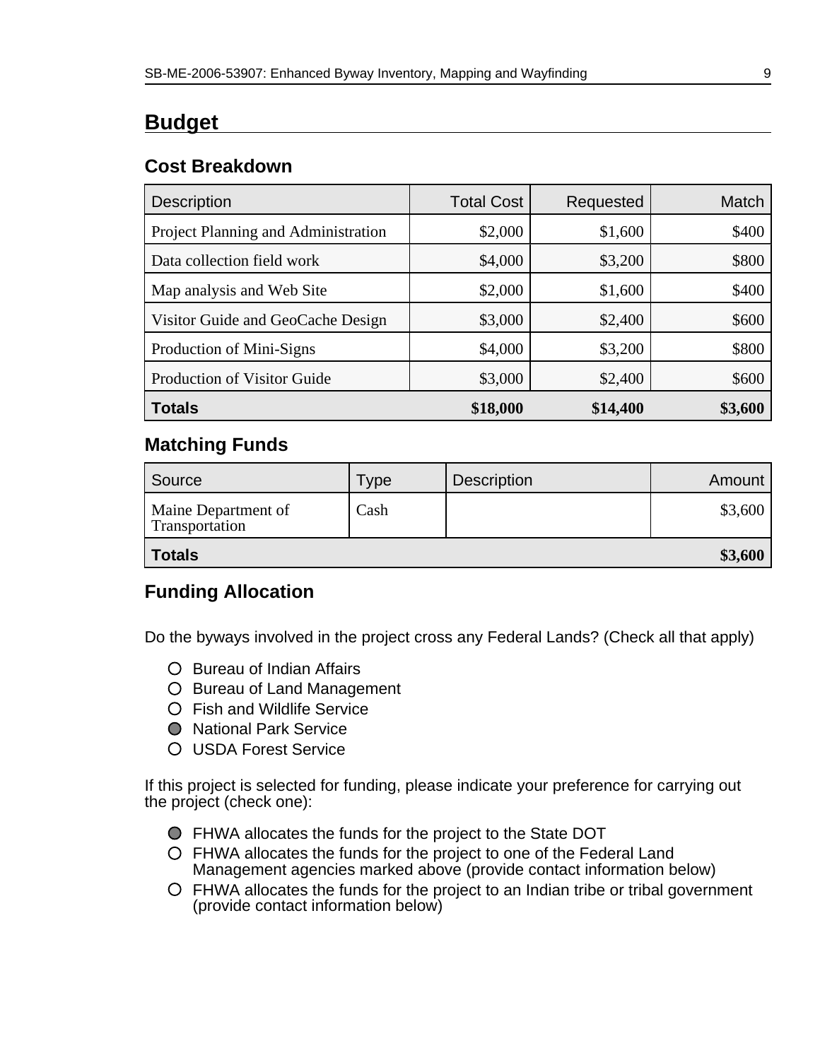## Budget

### Cost Breakdown

| Description | Total Cost | Requested | Match |
|---|---:|---:|---:|
| Project Planning and Administration | $2,000 | $1,600 | $400 |
| Data collection field work | $4,000 | $3,200 | $800 |
| Map analysis and Web Site | $2,000 | $1,600 | $400 |
| Visitor Guide and GeoCache Design | $3,000 | $2,400 | $600 |
| Production of Mini-Signs | $4,000 | $3,200 | $800 |
| Production of Visitor Guide | $3,000 | $2,400 | $600 |
| **Totals** | **$18,000** | **$14,400** | **$3,600** |

### Matching Funds

| Source | Type | Description | Amount |
|---|---|---|---:|
| Maine Department of Transportation | Cash | | $3,600 |
| **Totals** | | | **$3,600** |

### Funding Allocation

Do the byways involved in the project cross any Federal Lands? (Check all that apply)

- ○ Bureau of Indian Affairs
- ○ Bureau of Land Management
- ○ Fish and Wildlife Service
- ● National Park Service
- ○ USDA Forest Service

If this project is selected for funding, please indicate your preference for carrying out the project (check one):

- ● FHWA allocates the funds for the project to the State DOT
- ○ FHWA allocates the funds for the project to one of the Federal Land Management agencies marked above (provide contact information below)
- ○ FHWA allocates the funds for the project to an Indian tribe or tribal government (provide contact information below)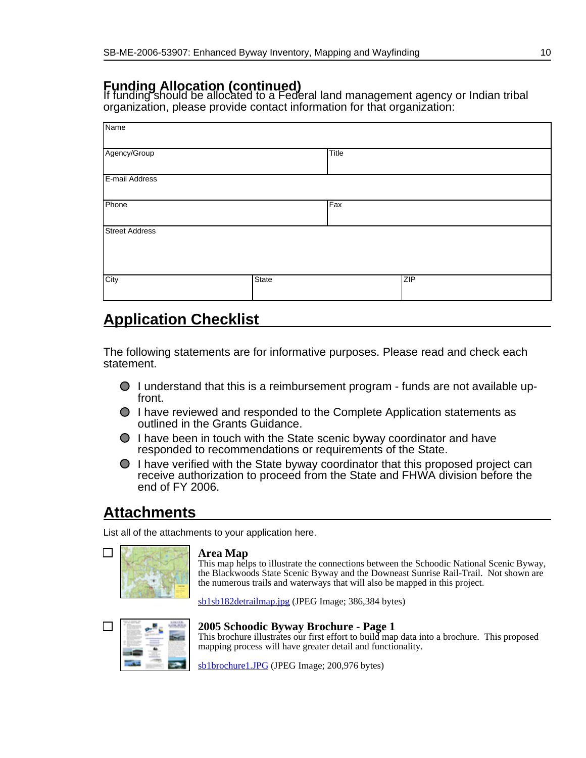## Funding Allocation (continued)

If funding should be allocated to a Federal land management agency or Indian tribal organization, please provide contact information for that organization:

| Name | | |
|---|---|---|
| Agency/Group | | Title |
| E-mail Address | | |
| Phone | | Fax |
| Street Address | | |
| City | State | ZIP |

## Application Checklist

The following statements are for informative purposes. Please read and check each statement.

- I understand that this is a reimbursement program - funds are not available up-front.
- I have reviewed and responded to the Complete Application statements as outlined in the Grants Guidance.
- I have been in touch with the State scenic byway coordinator and have responded to recommendations or requirements of the State.
- I have verified with the State byway coordinator that this proposed project can receive authorization to proceed from the State and FHWA division before the end of FY 2006.

## Attachments

List all of the attachments to your application here.

- [ ] **Area Map**
  This map helps to illustrate the connections between the Schoodic National Scenic Byway, the Blackwoods State Scenic Byway and the Downeast Sunrise Rail-Trail. Not shown are the numerous trails and waterways that will also be mapped in this project.

  sb1sb182detrailmap.jpg (JPEG Image; 386,384 bytes)

- [ ] **2005 Schoodic Byway Brochure - Page 1**
  This brochure illustrates our first effort to build map data into a brochure. This proposed mapping process will have greater detail and functionality.

  sb1brochure1.JPG (JPEG Image; 200,976 bytes)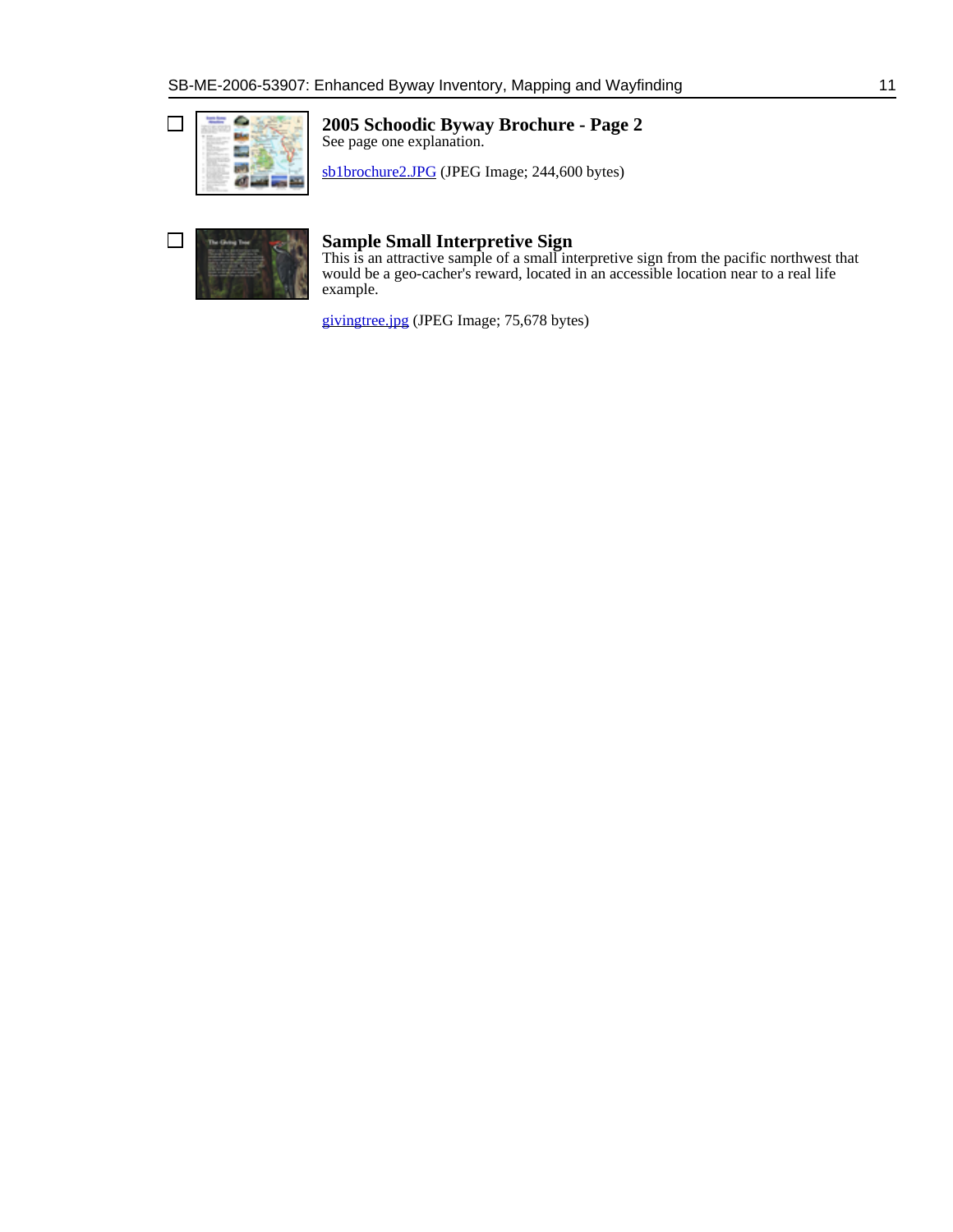### 2005 Schoodic Byway Brochure - Page 2

See page one explanation.

sb1brochure2.JPG (JPEG Image; 244,600 bytes)

### Sample Small Interpretive Sign

This is an attractive sample of a small interpretive sign from the pacific northwest that would be a geo-cacher's reward, located in an accessible location near to a real life example.

givingtree.jpg (JPEG Image; 75,678 bytes)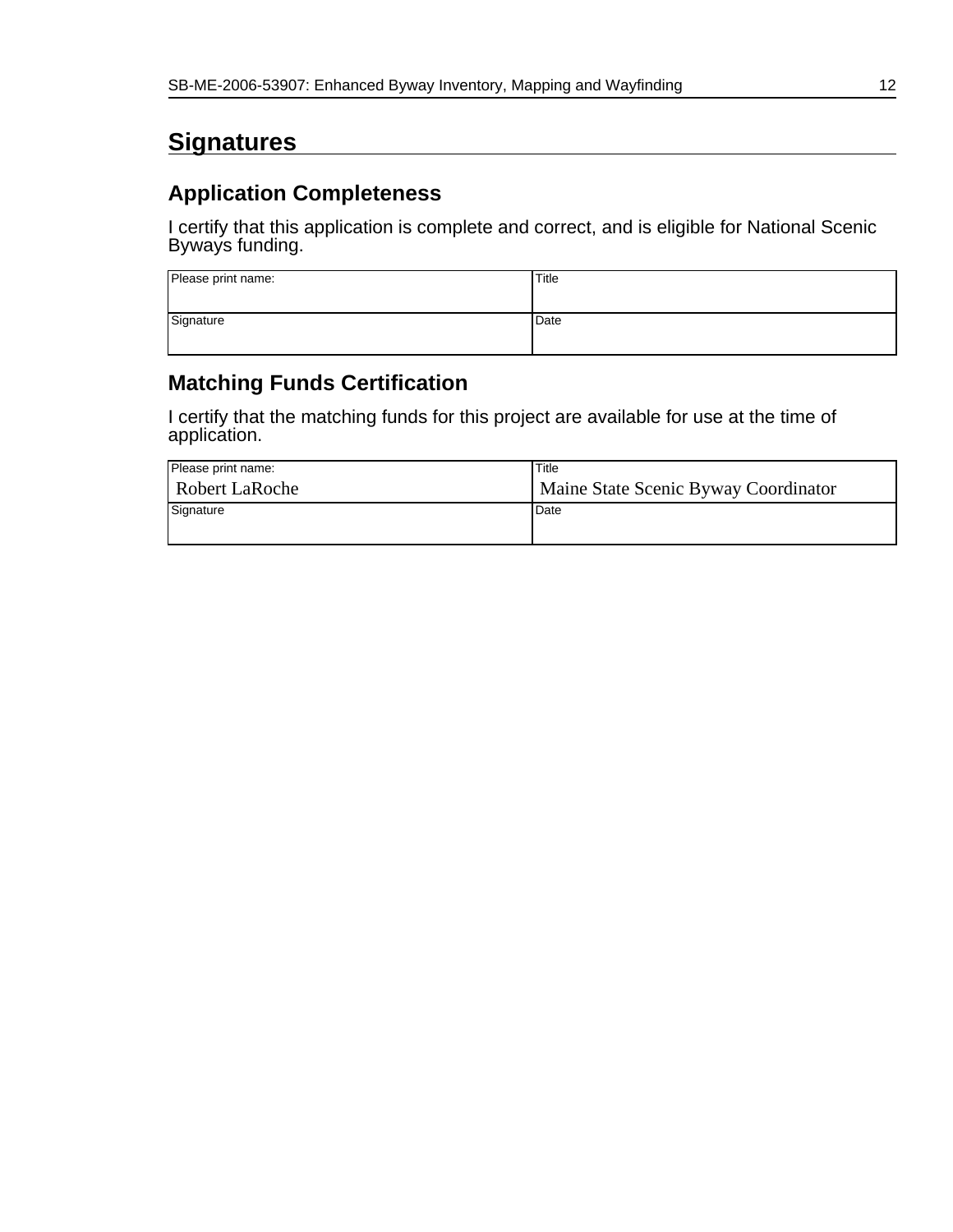## Signatures

### Application Completeness

I certify that this application is complete and correct, and is eligible for National Scenic Byways funding.

| | |
|---|---|
| Please print name: | Title |
| Signature | Date |

### Matching Funds Certification

I certify that the matching funds for this project are available for use at the time of application.

| | |
|---|---|
| Please print name: Robert LaRoche | Title Maine State Scenic Byway Coordinator |
| Signature | Date |